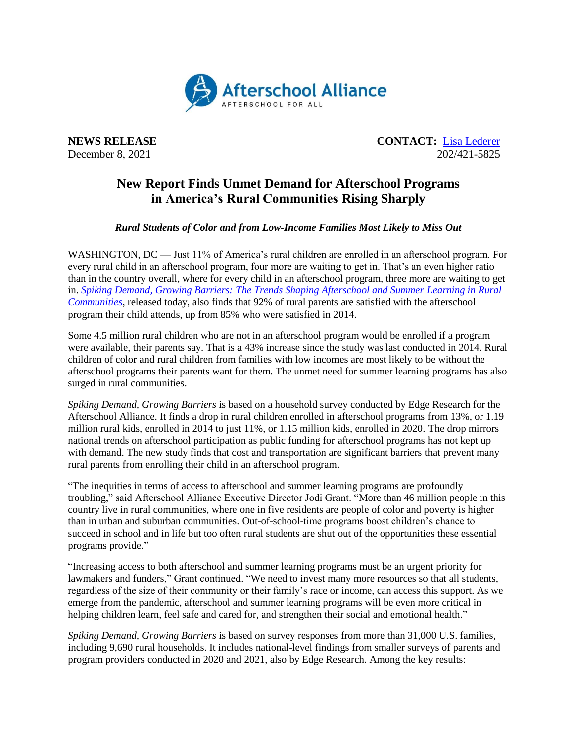**NEWS RELEASE**
December 8, 2021

**CONTACT:** [Lisa Lederer](#)
202/421-5825

# New Report Finds Unmet Demand for Afterschool Programs in America's Rural Communities Rising Sharply

***Rural Students of Color and from Low-Income Families Most Likely to Miss Out***

WASHINGTON, DC — Just 11% of America's rural children are enrolled in an afterschool program. For every rural child in an afterschool program, four more are waiting to get in. That's an even higher ratio than in the country overall, where for every child in an afterschool program, three more are waiting to get in. [*Spiking Demand, Growing Barriers: The Trends Shaping Afterschool and Summer Learning in Rural Communities*](#), released today, also finds that 92% of rural parents are satisfied with the afterschool program their child attends, up from 85% who were satisfied in 2014.

Some 4.5 million rural children who are not in an afterschool program would be enrolled if a program were available, their parents say. That is a 43% increase since the study was last conducted in 2014. Rural children of color and rural children from families with low incomes are most likely to be without the afterschool programs their parents want for them. The unmet need for summer learning programs has also surged in rural communities.

*Spiking Demand, Growing Barriers* is based on a household survey conducted by Edge Research for the Afterschool Alliance. It finds a drop in rural children enrolled in afterschool programs from 13%, or 1.19 million rural kids, enrolled in 2014 to just 11%, or 1.15 million kids, enrolled in 2020. The drop mirrors national trends on afterschool participation as public funding for afterschool programs has not kept up with demand. The new study finds that cost and transportation are significant barriers that prevent many rural parents from enrolling their child in an afterschool program.

"The inequities in terms of access to afterschool and summer learning programs are profoundly troubling," said Afterschool Alliance Executive Director Jodi Grant. "More than 46 million people in this country live in rural communities, where one in five residents are people of color and poverty is higher than in urban and suburban communities. Out-of-school-time programs boost children's chance to succeed in school and in life but too often rural students are shut out of the opportunities these essential programs provide."

"Increasing access to both afterschool and summer learning programs must be an urgent priority for lawmakers and funders," Grant continued. "We need to invest many more resources so that all students, regardless of the size of their community or their family's race or income, can access this support. As we emerge from the pandemic, afterschool and summer learning programs will be even more critical in helping children learn, feel safe and cared for, and strengthen their social and emotional health."

*Spiking Demand, Growing Barriers* is based on survey responses from more than 31,000 U.S. families, including 9,690 rural households. It includes national-level findings from smaller surveys of parents and program providers conducted in 2020 and 2021, also by Edge Research. Among the key results: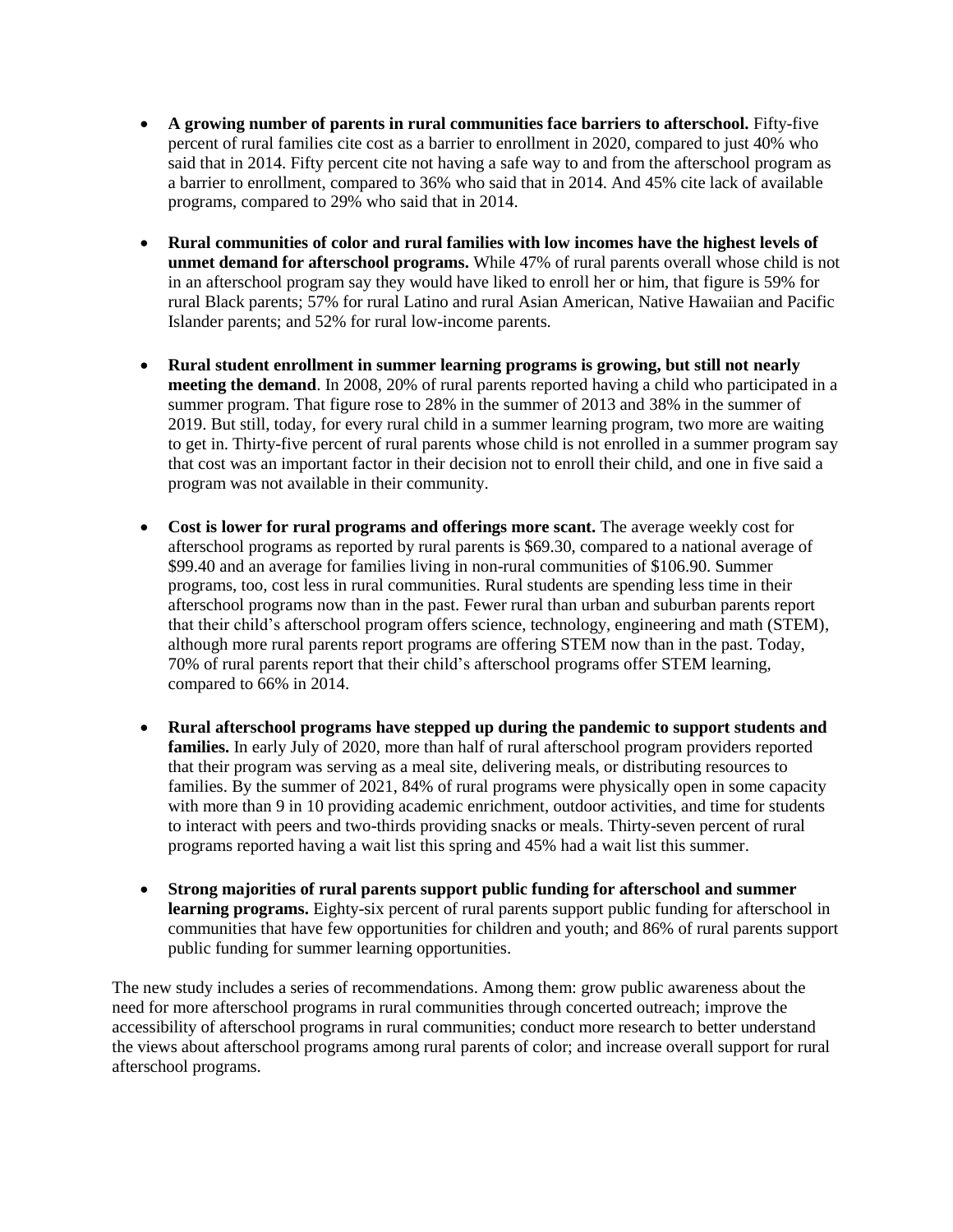- **A growing number of parents in rural communities face barriers to afterschool.** Fifty-five percent of rural families cite cost as a barrier to enrollment in 2020, compared to just 40% who said that in 2014. Fifty percent cite not having a safe way to and from the afterschool program as a barrier to enrollment, compared to 36% who said that in 2014. And 45% cite lack of available programs, compared to 29% who said that in 2014.

- **Rural communities of color and rural families with low incomes have the highest levels of unmet demand for afterschool programs.** While 47% of rural parents overall whose child is not in an afterschool program say they would have liked to enroll her or him, that figure is 59% for rural Black parents; 57% for rural Latino and rural Asian American, Native Hawaiian and Pacific Islander parents; and 52% for rural low-income parents.

- **Rural student enrollment in summer learning programs is growing, but still not nearly meeting the demand**. In 2008, 20% of rural parents reported having a child who participated in a summer program. That figure rose to 28% in the summer of 2013 and 38% in the summer of 2019. But still, today, for every rural child in a summer learning program, two more are waiting to get in. Thirty-five percent of rural parents whose child is not enrolled in a summer program say that cost was an important factor in their decision not to enroll their child, and one in five said a program was not available in their community.

- **Cost is lower for rural programs and offerings more scant.** The average weekly cost for afterschool programs as reported by rural parents is $69.30, compared to a national average of $99.40 and an average for families living in non-rural communities of $106.90. Summer programs, too, cost less in rural communities. Rural students are spending less time in their afterschool programs now than in the past. Fewer rural than urban and suburban parents report that their child's afterschool program offers science, technology, engineering and math (STEM), although more rural parents report programs are offering STEM now than in the past. Today, 70% of rural parents report that their child's afterschool programs offer STEM learning, compared to 66% in 2014.

- **Rural afterschool programs have stepped up during the pandemic to support students and families.** In early July of 2020, more than half of rural afterschool program providers reported that their program was serving as a meal site, delivering meals, or distributing resources to families. By the summer of 2021, 84% of rural programs were physically open in some capacity with more than 9 in 10 providing academic enrichment, outdoor activities, and time for students to interact with peers and two-thirds providing snacks or meals. Thirty-seven percent of rural programs reported having a wait list this spring and 45% had a wait list this summer.

- **Strong majorities of rural parents support public funding for afterschool and summer learning programs.** Eighty-six percent of rural parents support public funding for afterschool in communities that have few opportunities for children and youth; and 86% of rural parents support public funding for summer learning opportunities.

The new study includes a series of recommendations. Among them: grow public awareness about the need for more afterschool programs in rural communities through concerted outreach; improve the accessibility of afterschool programs in rural communities; conduct more research to better understand the views about afterschool programs among rural parents of color; and increase overall support for rural afterschool programs.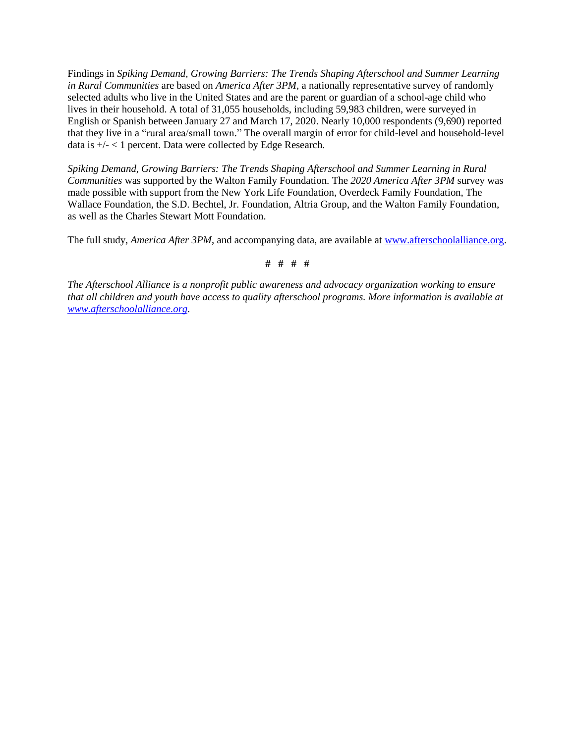Findings in *Spiking Demand, Growing Barriers: The Trends Shaping Afterschool and Summer Learning in Rural Communities* are based on *America After 3PM*, a nationally representative survey of randomly selected adults who live in the United States and are the parent or guardian of a school-age child who lives in their household. A total of 31,055 households, including 59,983 children, were surveyed in English or Spanish between January 27 and March 17, 2020. Nearly 10,000 respondents (9,690) reported that they live in a "rural area/small town." The overall margin of error for child-level and household-level data is +/- < 1 percent. Data were collected by Edge Research.

*Spiking Demand, Growing Barriers: The Trends Shaping Afterschool and Summer Learning in Rural Communities* was supported by the Walton Family Foundation. The *2020 America After 3PM* survey was made possible with support from the New York Life Foundation, Overdeck Family Foundation, The Wallace Foundation, the S.D. Bechtel, Jr. Foundation, Altria Group, and the Walton Family Foundation, as well as the Charles Stewart Mott Foundation.

The full study, *America After 3PM*, and accompanying data, are available at [www.afterschoolalliance.org](http://www.afterschoolalliance.org).

# # # #

*The Afterschool Alliance is a nonprofit public awareness and advocacy organization working to ensure that all children and youth have access to quality afterschool programs. More information is available at [www.afterschoolalliance.org](http://www.afterschoolalliance.org).*